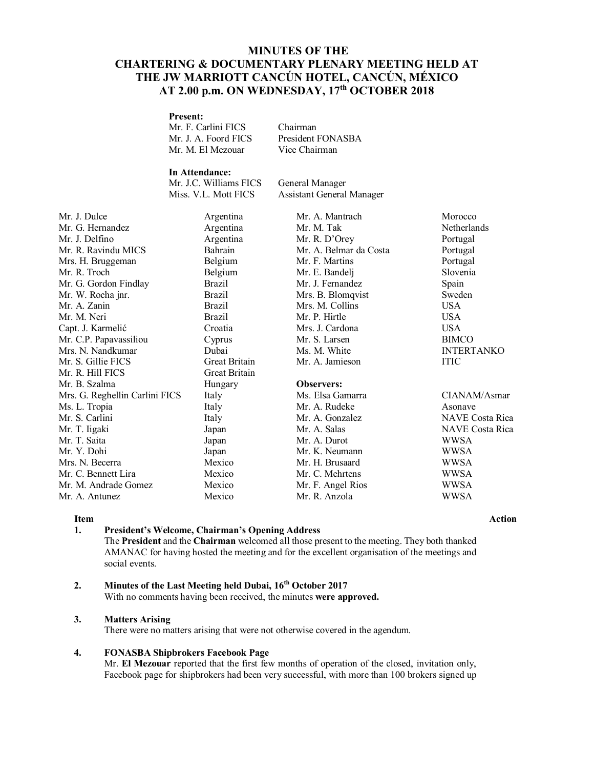# MINUTES OF THE CHARTERING & DOCUMENTARY PLENARY MEETING HELD AT THE JW MARRIOTT CANCÚN HOTEL, CANCÚN, MÉXICO AT 2.00 p.m. ON WEDNESDAY, 17th OCTOBER 2018

**Present:**

| | |
|---|---|
| Mr. F. Carlini FICS | Chairman |
| Mr. J. A. Foord FICS | President FONASBA |
| Mr. M. El Mezouar | Vice Chairman |

**In Attendance:**

| | |
|---|---|
| Mr. J.C. Williams FICS | General Manager |
| Miss. V.L. Mott FICS | Assistant General Manager |

| | |
|---|---|
| Mr. J. Dulce | Argentina |
| Mr. G. Hernandez | Argentina |
| Mr. J. Delfino | Argentina |
| Mr. R. Ravindu MICS | Bahrain |
| Mrs. H. Bruggeman | Belgium |
| Mr. R. Troch | Belgium |
| Mr. G. Gordon Findlay | Brazil |
| Mr. W. Rocha jnr. | Brazil |
| Mr. A. Zanin | Brazil |
| Mr. M. Neri | Brazil |
| Capt. J. Karmelić | Croatia |
| Mr. C.P. Papavassiliou | Cyprus |
| Mrs. N. Nandkumar | Dubai |
| Mr. S. Gillie FICS | Great Britain |
| Mr. R. Hill FICS | Great Britain |
| Mr. B. Szalma | Hungary |
| Mrs. G. Reghellin Carlini FICS | Italy |
| Ms. L. Tropia | Italy |
| Mr. S. Carlini | Italy |
| Mr. T. Iigaki | Japan |
| Mr. T. Saita | Japan |
| Mr. Y. Dohi | Japan |
| Mrs. N. Becerra | Mexico |
| Mr. C. Bennett Lira | Mexico |
| Mr. M. Andrade Gomez | Mexico |
| Mr. A. Antunez | Mexico |
| Mr. A. Mantrach | Morocco |
| Mr. M. Tak | Netherlands |
| Mr. R. D'Orey | Portugal |
| Mr. A. Belmar da Costa | Portugal |
| Mr. F. Martins | Portugal |
| Mr. E. Bandelj | Slovenia |
| Mr. J. Fernandez | Spain |
| Mrs. B. Blomqvist | Sweden |
| Mrs. M. Collins | USA |
| Mr. P. Hirtle | USA |
| Mrs. J. Cardona | USA |
| Mr. S. Larsen | BIMCO |
| Ms. M. White | INTERTANKO |
| Mr. A. Jamieson | ITIC |

**Observers:**

| | |
|---|---|
| Ms. Elsa Gamarra | CIANAM/Asmar |
| Mr. A. Rudeke | Asonave |
| Mr. A. Gonzalez | NAVE Costa Rica |
| Mr. A. Salas | NAVE Costa Rica |
| Mr. A. Durot | WWSA |
| Mr. K. Neumann | WWSA |
| Mr. H. Brusaard | WWSA |
| Mr. C. Mehrtens | WWSA |
| Mr. F. Angel Rios | WWSA |
| Mr. R. Anzola | WWSA |

**Item** **Action**

**1. President's Welcome, Chairman's Opening Address**

The **President** and the **Chairman** welcomed all those present to the meeting. They both thanked AMANAC for having hosted the meeting and for the excellent organisation of the meetings and social events.

**2. Minutes of the Last Meeting held Dubai, 16th October 2017**

With no comments having been received, the minutes **were approved.**

**3. Matters Arising**

There were no matters arising that were not otherwise covered in the agendum.

**4. FONASBA Shipbrokers Facebook Page**

Mr. **El Mezouar** reported that the first few months of operation of the closed, invitation only, Facebook page for shipbrokers had been very successful, with more than 100 brokers signed up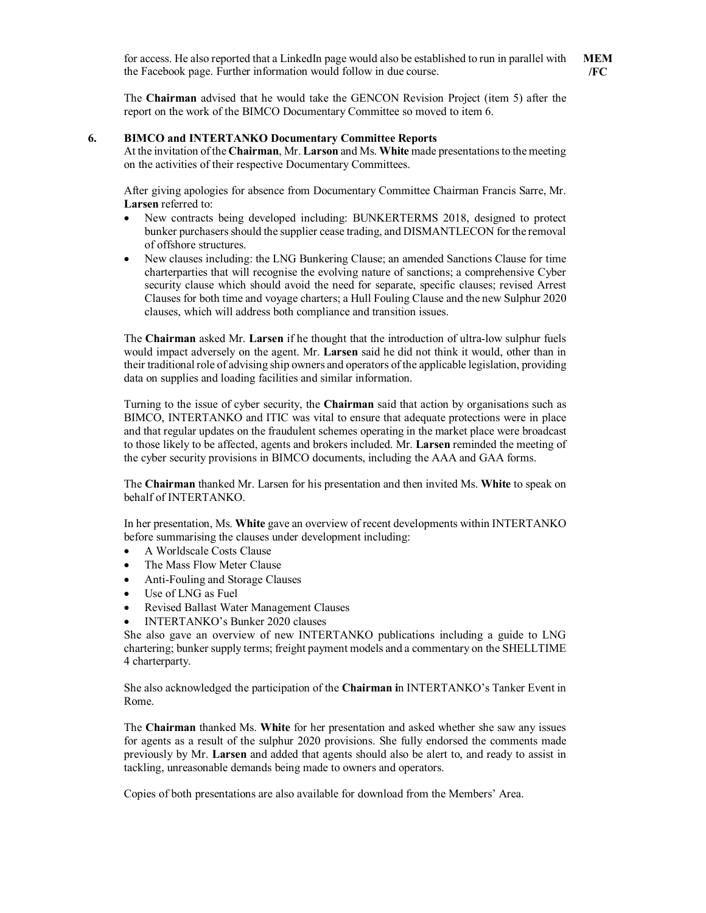for access. He also reported that a LinkedIn page would also be established to run in parallel with the Facebook page. Further information would follow in due course. **MEM /FC**

The **Chairman** advised that he would take the GENCON Revision Project (item 5) after the report on the work of the BIMCO Documentary Committee so moved to item 6.

**6. BIMCO and INTERTANKO Documentary Committee Reports**

At the invitation of the **Chairman**, Mr. **Larson** and Ms. **White** made presentations to the meeting on the activities of their respective Documentary Committees.

After giving apologies for absence from Documentary Committee Chairman Francis Sarre, Mr. **Larsen** referred to:

- New contracts being developed including: BUNKERTERMS 2018, designed to protect bunker purchasers should the supplier cease trading, and DISMANTLECON for the removal of offshore structures.
- New clauses including: the LNG Bunkering Clause; an amended Sanctions Clause for time charterparties that will recognise the evolving nature of sanctions; a comprehensive Cyber security clause which should avoid the need for separate, specific clauses; revised Arrest Clauses for both time and voyage charters; a Hull Fouling Clause and the new Sulphur 2020 clauses, which will address both compliance and transition issues.

The **Chairman** asked Mr. **Larsen** if he thought that the introduction of ultra-low sulphur fuels would impact adversely on the agent. Mr. **Larsen** said he did not think it would, other than in their traditional role of advising ship owners and operators of the applicable legislation, providing data on supplies and loading facilities and similar information.

Turning to the issue of cyber security, the **Chairman** said that action by organisations such as BIMCO, INTERTANKO and ITIC was vital to ensure that adequate protections were in place and that regular updates on the fraudulent schemes operating in the market place were broadcast to those likely to be affected, agents and brokers included. Mr. **Larsen** reminded the meeting of the cyber security provisions in BIMCO documents, including the AAA and GAA forms.

The **Chairman** thanked Mr. Larsen for his presentation and then invited Ms. **White** to speak on behalf of INTERTANKO.

In her presentation, Ms. **White** gave an overview of recent developments within INTERTANKO before summarising the clauses under development including:

- A Worldscale Costs Clause
- The Mass Flow Meter Clause
- Anti-Fouling and Storage Clauses
- Use of LNG as Fuel
- Revised Ballast Water Management Clauses
- INTERTANKO's Bunker 2020 clauses

She also gave an overview of new INTERTANKO publications including a guide to LNG chartering; bunker supply terms; freight payment models and a commentary on the SHELLTIME 4 charterparty.

She also acknowledged the participation of the **Chairman i**n INTERTANKO's Tanker Event in Rome.

The **Chairman** thanked Ms. **White** for her presentation and asked whether she saw any issues for agents as a result of the sulphur 2020 provisions. She fully endorsed the comments made previously by Mr. **Larsen** and added that agents should also be alert to, and ready to assist in tackling, unreasonable demands being made to owners and operators.

Copies of both presentations are also available for download from the Members' Area.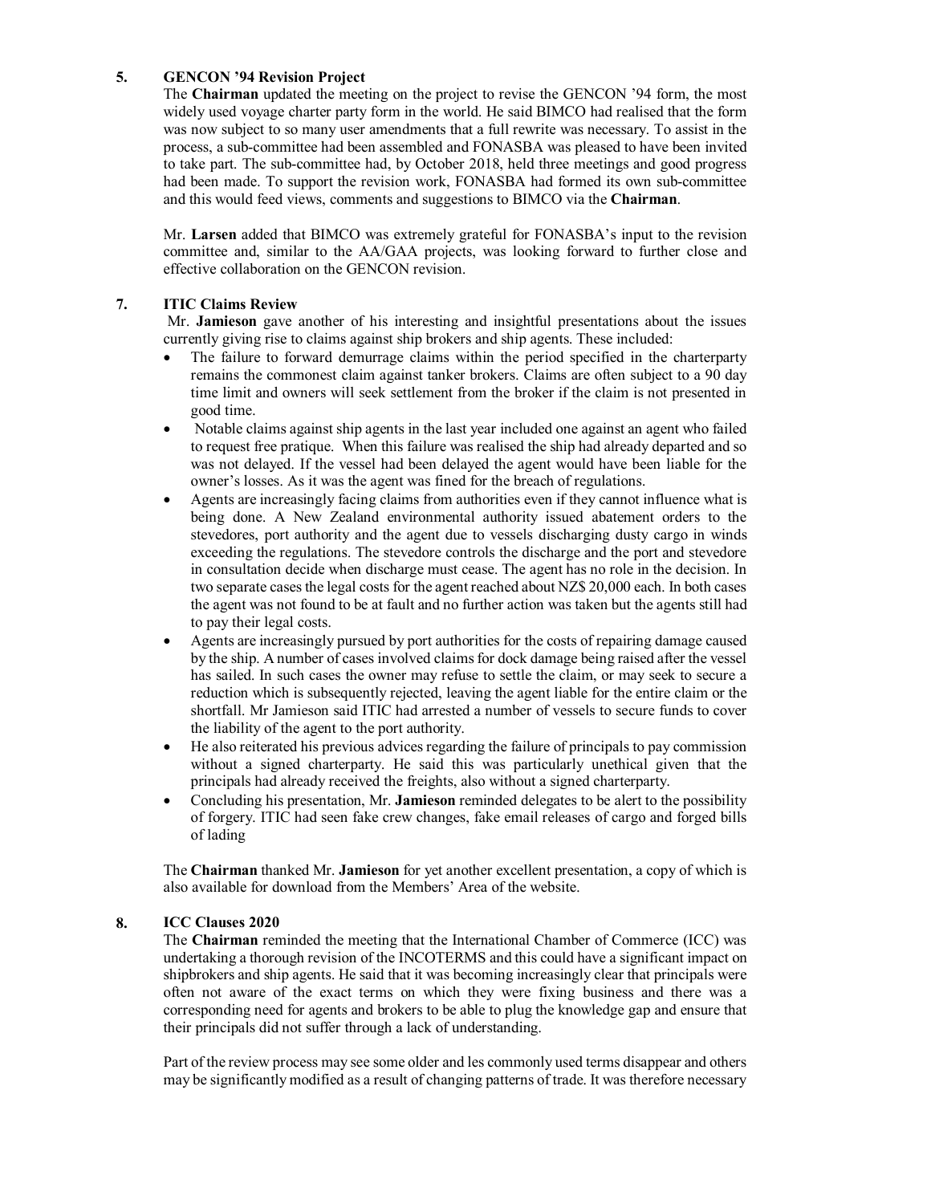## 5. GENCON '94 Revision Project

The **Chairman** updated the meeting on the project to revise the GENCON '94 form, the most widely used voyage charter party form in the world. He said BIMCO had realised that the form was now subject to so many user amendments that a full rewrite was necessary. To assist in the process, a sub-committee had been assembled and FONASBA was pleased to have been invited to take part. The sub-committee had, by October 2018, held three meetings and good progress had been made. To support the revision work, FONASBA had formed its own sub-committee and this would feed views, comments and suggestions to BIMCO via the **Chairman**.

Mr. **Larsen** added that BIMCO was extremely grateful for FONASBA's input to the revision committee and, similar to the AA/GAA projects, was looking forward to further close and effective collaboration on the GENCON revision.

## 7. ITIC Claims Review

Mr. **Jamieson** gave another of his interesting and insightful presentations about the issues currently giving rise to claims against ship brokers and ship agents. These included:

- The failure to forward demurrage claims within the period specified in the charterparty remains the commonest claim against tanker brokers. Claims are often subject to a 90 day time limit and owners will seek settlement from the broker if the claim is not presented in good time.
- Notable claims against ship agents in the last year included one against an agent who failed to request free pratique. When this failure was realised the ship had already departed and so was not delayed. If the vessel had been delayed the agent would have been liable for the owner's losses. As it was the agent was fined for the breach of regulations.
- Agents are increasingly facing claims from authorities even if they cannot influence what is being done. A New Zealand environmental authority issued abatement orders to the stevedores, port authority and the agent due to vessels discharging dusty cargo in winds exceeding the regulations. The stevedore controls the discharge and the port and stevedore in consultation decide when discharge must cease. The agent has no role in the decision. In two separate cases the legal costs for the agent reached about NZ$ 20,000 each. In both cases the agent was not found to be at fault and no further action was taken but the agents still had to pay their legal costs.
- Agents are increasingly pursued by port authorities for the costs of repairing damage caused by the ship. A number of cases involved claims for dock damage being raised after the vessel has sailed. In such cases the owner may refuse to settle the claim, or may seek to secure a reduction which is subsequently rejected, leaving the agent liable for the entire claim or the shortfall. Mr Jamieson said ITIC had arrested a number of vessels to secure funds to cover the liability of the agent to the port authority.
- He also reiterated his previous advices regarding the failure of principals to pay commission without a signed charterparty. He said this was particularly unethical given that the principals had already received the freights, also without a signed charterparty.
- Concluding his presentation, Mr. **Jamieson** reminded delegates to be alert to the possibility of forgery. ITIC had seen fake crew changes, fake email releases of cargo and forged bills of lading

The **Chairman** thanked Mr. **Jamieson** for yet another excellent presentation, a copy of which is also available for download from the Members' Area of the website.

## 8. ICC Clauses 2020

The **Chairman** reminded the meeting that the International Chamber of Commerce (ICC) was undertaking a thorough revision of the INCOTERMS and this could have a significant impact on shipbrokers and ship agents. He said that it was becoming increasingly clear that principals were often not aware of the exact terms on which they were fixing business and there was a corresponding need for agents and brokers to be able to plug the knowledge gap and ensure that their principals did not suffer through a lack of understanding.

Part of the review process may see some older and les commonly used terms disappear and others may be significantly modified as a result of changing patterns of trade. It was therefore necessary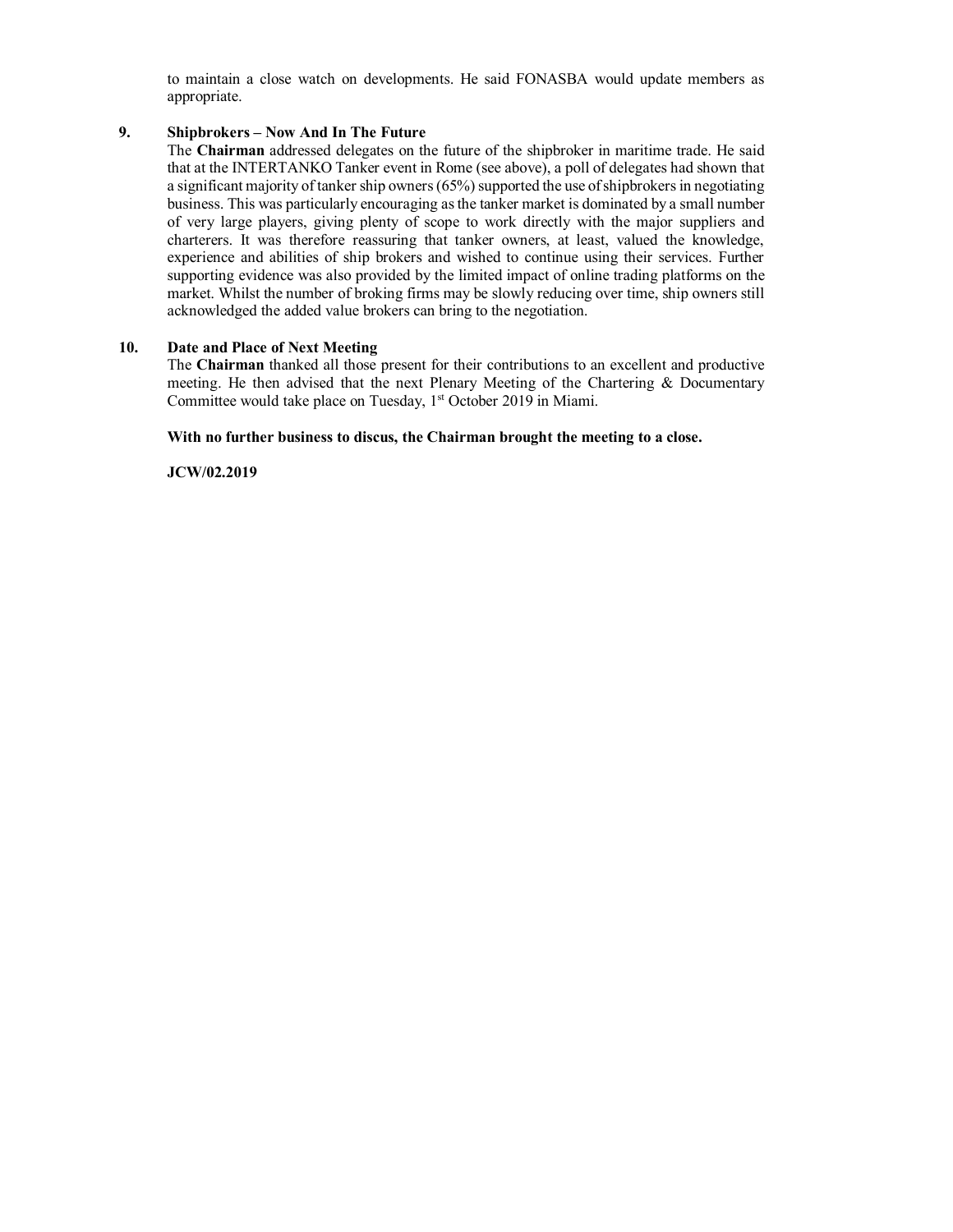to maintain a close watch on developments. He said FONASBA would update members as appropriate.

**9. Shipbrokers – Now And In The Future**

The **Chairman** addressed delegates on the future of the shipbroker in maritime trade. He said that at the INTERTANKO Tanker event in Rome (see above), a poll of delegates had shown that a significant majority of tanker ship owners (65%) supported the use of shipbrokers in negotiating business. This was particularly encouraging as the tanker market is dominated by a small number of very large players, giving plenty of scope to work directly with the major suppliers and charterers. It was therefore reassuring that tanker owners, at least, valued the knowledge, experience and abilities of ship brokers and wished to continue using their services. Further supporting evidence was also provided by the limited impact of online trading platforms on the market. Whilst the number of broking firms may be slowly reducing over time, ship owners still acknowledged the added value brokers can bring to the negotiation.

**10. Date and Place of Next Meeting**

The **Chairman** thanked all those present for their contributions to an excellent and productive meeting. He then advised that the next Plenary Meeting of the Chartering & Documentary Committee would take place on Tuesday, 1st October 2019 in Miami.

**With no further business to discus, the Chairman brought the meeting to a close.**

**JCW/02.2019**